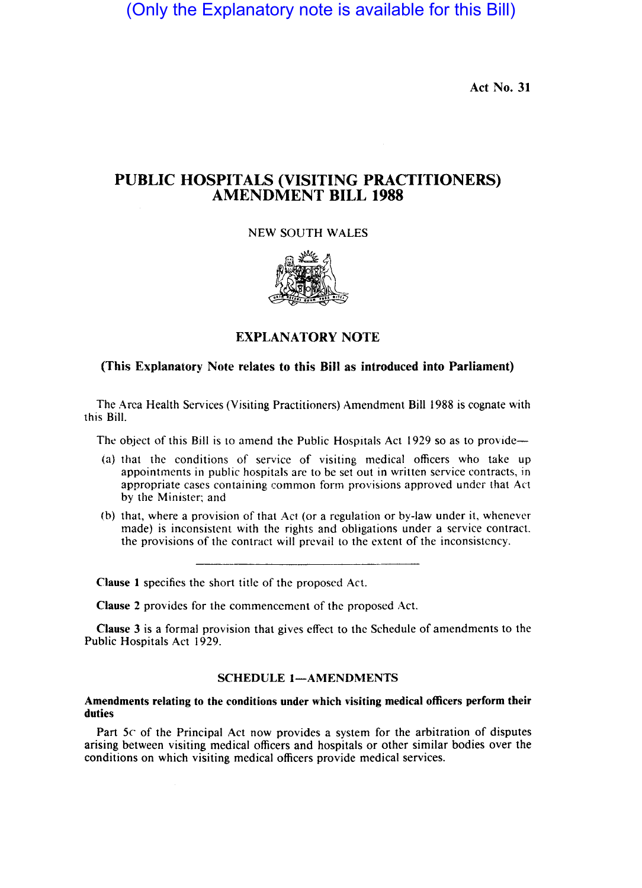(Only the Explanatory note is available for this Bill)

Act No. 31

# PUBLIC HOSPITALS (VISITING PRACTITIONERS) AMENDMENT BILL 1988

NEW SOUTH WALES

## EXPLANATORY NOTE

**(This Explanatory Note relates to this Bill as introduced into Parliament)**

The Area Health Services (Visiting Practitioners) Amendment Bill 1988 is cognate with this Bill.

The object of this Bill is to amend the Public Hospitals Act 1929 so as to provide—

(a) that the conditions of service of visiting medical officers who take up appointments in public hospitals are to be set out in written service contracts, in appropriate cases containing common form provisions approved under that Act by the Minister; and

(b) that, where a provision of that Act (or a regulation or by-law under it, whenever made) is inconsistent with the rights and obligations under a service contract, the provisions of the contract will prevail to the extent of the inconsistency.

---

**Clause 1** specifies the short title of the proposed Act.

**Clause 2** provides for the commencement of the proposed Act.

**Clause 3** is a formal provision that gives effect to the Schedule of amendments to the Public Hospitals Act 1929.

### SCHEDULE 1—AMENDMENTS

**Amendments relating to the conditions under which visiting medical officers perform their duties**

Part 5C of the Principal Act now provides a system for the arbitration of disputes arising between visiting medical officers and hospitals or other similar bodies over the conditions on which visiting medical officers provide medical services.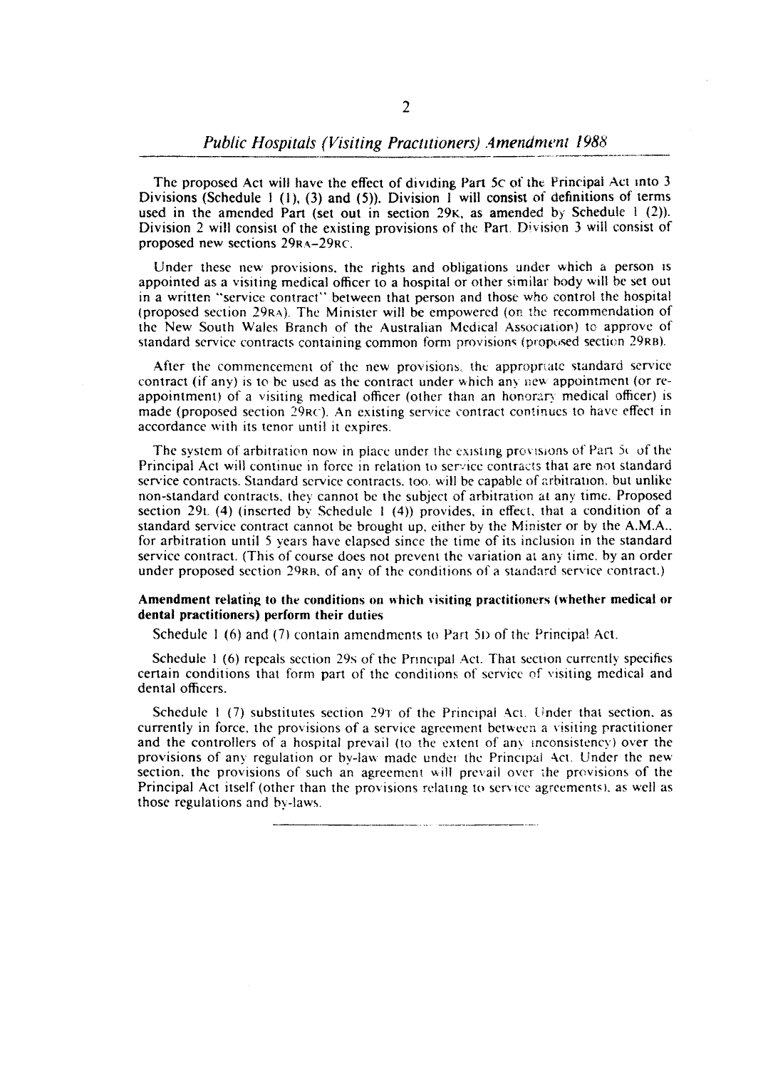The proposed Act will have the effect of dividing Part 5c of the Principal Act into 3 Divisions (Schedule 1 (1), (3) and (5)). Division 1 will consist of definitions of terms used in the amended Part (set out in section 29K, as amended by Schedule 1 (2)). Division 2 will consist of the existing provisions of the Part. Division 3 will consist of proposed new sections 29RA–29RC.

Under these new provisions, the rights and obligations under which a person is appointed as a visiting medical officer to a hospital or other similar body will be set out in a written "service contract" between that person and those who control the hospital (proposed section 29RA). The Minister will be empowered (on the recommendation of the New South Wales Branch of the Australian Medical Association) to approve of standard service contracts containing common form provisions (proposed section 29RB).

After the commencement of the new provisions, the appropriate standard service contract (if any) is to be used as the contract under which any new appointment (or re-appointment) of a visiting medical officer (other than an honorary medical officer) is made (proposed section 29RC). An existing service contract continues to have effect in accordance with its tenor until it expires.

The system of arbitration now in place under the existing provisions of Part 5c of the Principal Act will continue in force in relation to service contracts that are not standard service contracts. Standard service contracts, too, will be capable of arbitration, but unlike non-standard contracts, they cannot be the subject of arbitration at any time. Proposed section 29L (4) (inserted by Schedule 1 (4)) provides, in effect, that a condition of a standard service contract cannot be brought up, either by the Minister or by the A.M.A., for arbitration until 5 years have elapsed since the time of its inclusion in the standard service contract. (This of course does not prevent the variation at any time, by an order under proposed section 29RB, of any of the conditions of a standard service contract.)

**Amendment relating to the conditions on which visiting practitioners (whether medical or dental practitioners) perform their duties**

Schedule 1 (6) and (7) contain amendments to Part 5D of the Principal Act.

Schedule 1 (6) repeals section 29S of the Principal Act. That section currently specifies certain conditions that form part of the conditions of service of visiting medical and dental officers.

Schedule 1 (7) substitutes section 29T of the Principal Act. Under that section, as currently in force, the provisions of a service agreement between a visiting practitioner and the controllers of a hospital prevail (to the extent of any inconsistency) over the provisions of any regulation or by-law made under the Principal Act. Under the new section, the provisions of such an agreement will prevail over the provisions of the Principal Act itself (other than the provisions relating to service agreements), as well as those regulations and by-laws.